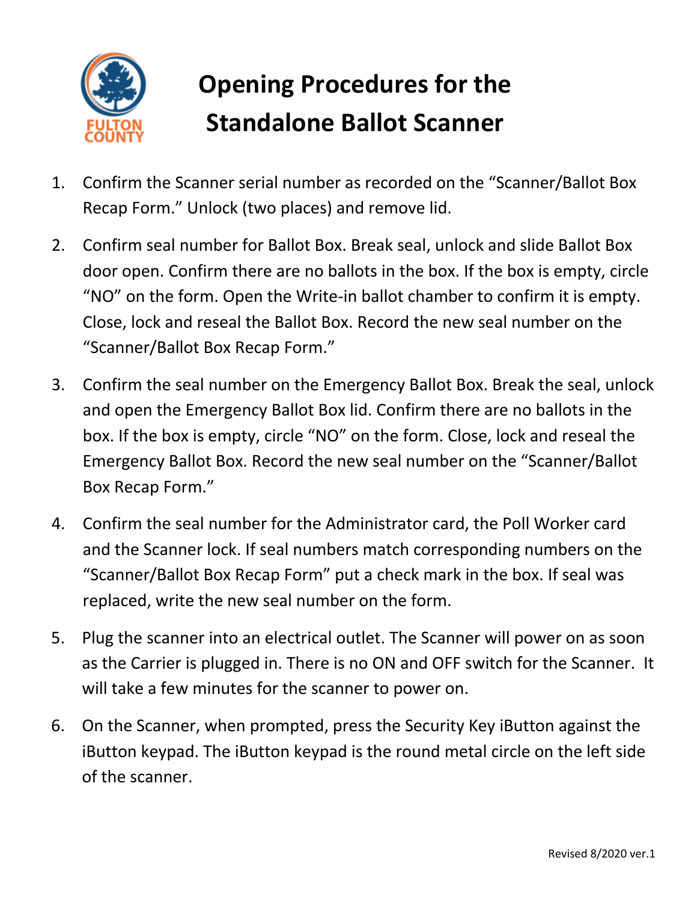FULTON COUNTY

# Opening Procedures for the Standalone Ballot Scanner

1. Confirm the Scanner serial number as recorded on the "Scanner/Ballot Box Recap Form." Unlock (two places) and remove lid.
2. Confirm seal number for Ballot Box. Break seal, unlock and slide Ballot Box door open. Confirm there are no ballots in the box. If the box is empty, circle "NO" on the form. Open the Write-in ballot chamber to confirm it is empty. Close, lock and reseal the Ballot Box. Record the new seal number on the "Scanner/Ballot Box Recap Form."
3. Confirm the seal number on the Emergency Ballot Box. Break the seal, unlock and open the Emergency Ballot Box lid. Confirm there are no ballots in the box. If the box is empty, circle "NO" on the form. Close, lock and reseal the Emergency Ballot Box. Record the new seal number on the "Scanner/Ballot Box Recap Form."
4. Confirm the seal number for the Administrator card, the Poll Worker card and the Scanner lock. If seal numbers match corresponding numbers on the "Scanner/Ballot Box Recap Form" put a check mark in the box. If seal was replaced, write the new seal number on the form.
5. Plug the scanner into an electrical outlet. The Scanner will power on as soon as the Carrier is plugged in. There is no ON and OFF switch for the Scanner. It will take a few minutes for the scanner to power on.
6. On the Scanner, when prompted, press the Security Key iButton against the iButton keypad. The iButton keypad is the round metal circle on the left side of the scanner.

Revised 8/2020 ver.1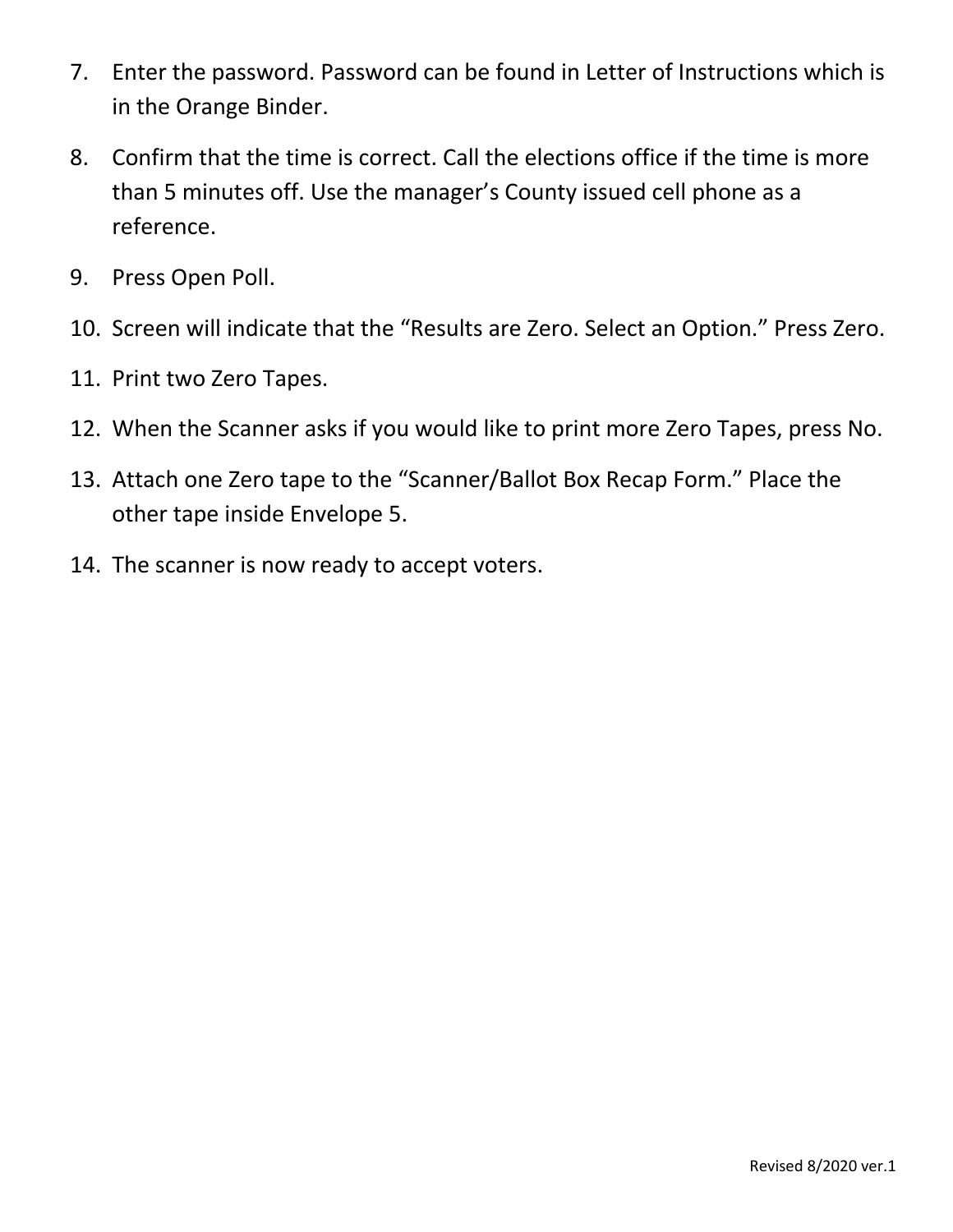7. Enter the password. Password can be found in Letter of Instructions which is in the Orange Binder.
8. Confirm that the time is correct. Call the elections office if the time is more than 5 minutes off. Use the manager's County issued cell phone as a reference.
9. Press Open Poll.
10. Screen will indicate that the "Results are Zero. Select an Option." Press Zero.
11. Print two Zero Tapes.
12. When the Scanner asks if you would like to print more Zero Tapes, press No.
13. Attach one Zero tape to the "Scanner/Ballot Box Recap Form." Place the other tape inside Envelope 5.
14. The scanner is now ready to accept voters.

Revised 8/2020 ver.1